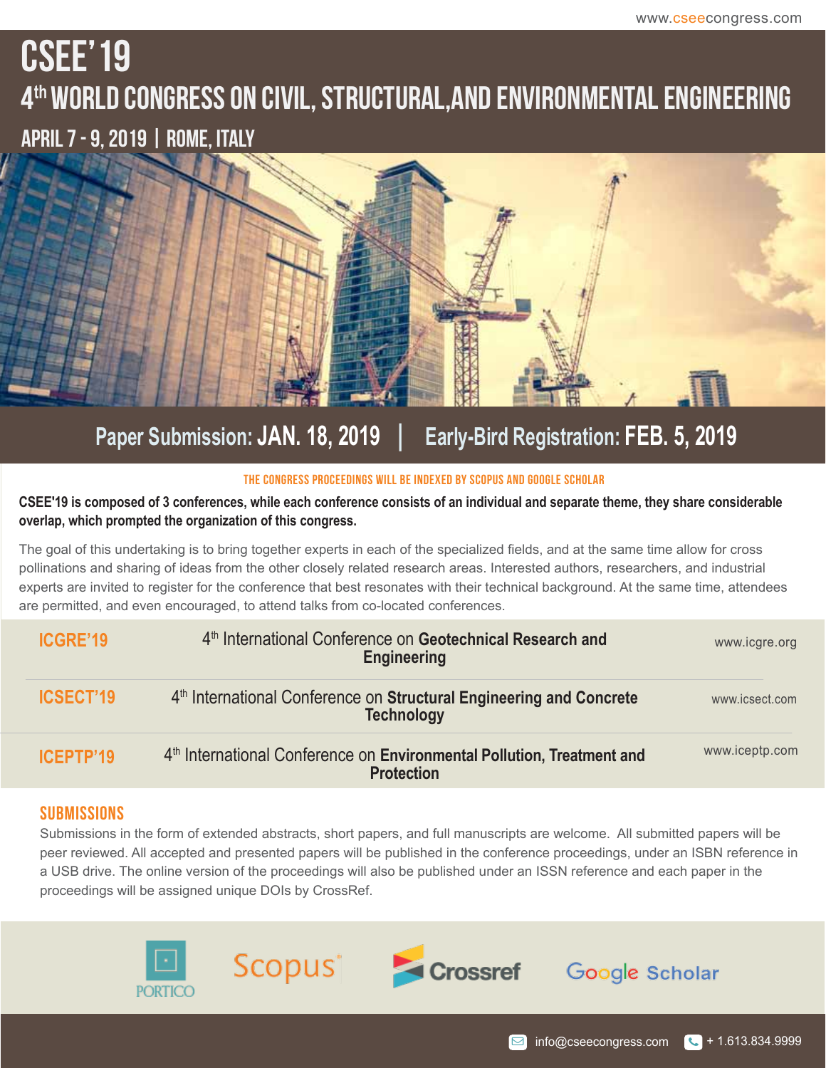www.cseecongress.com

# CSEE'19

## 4th WORLD CONGRESS ON CIVIL, STRUCTURAL,AND ENVIRONMENTAL ENGINEERING

### APRIL 7 - 9, 2019 | ROME, ITALY

**Paper Submission: JAN. 18, 2019 | Early-Bird Registration: FEB. 5, 2019**

THE CONGRESS PROCEEDINGS WILL BE INDEXED BY SCOPUS AND GOOGLE SCHOLAR

**CSEE'19 is composed of 3 conferences, while each conference consists of an individual and separate theme, they share considerable overlap, which prompted the organization of this congress.**

The goal of this undertaking is to bring together experts in each of the specialized fields, and at the same time allow for cross pollinations and sharing of ideas from the other closely related research areas. Interested authors, researchers, and industrial experts are invited to register for the conference that best resonates with their technical background. At the same time, attendees are permitted, and even encouraged, to attend talks from co-located conferences.

| | | |
|---|---|---|
| ICGRE'19 | 4th International Conference on **Geotechnical Research and Engineering** | www.icgre.org |
| ICSECT'19 | 4th International Conference on **Structural Engineering and Concrete Technology** | www.icsect.com |
| ICEPTP'19 | 4th International Conference on **Environmental Pollution, Treatment and Protection** | www.iceptp.com |

## SUBMISSIONS

Submissions in the form of extended abstracts, short papers, and full manuscripts are welcome. All submitted papers will be peer reviewed. All accepted and presented papers will be published in the conference proceedings, under an ISBN reference in a USB drive. The online version of the proceedings will also be published under an ISSN reference and each paper in the proceedings will be assigned unique DOIs by CrossRef.

PORTICO Scopus Crossref Google Scholar

info@cseecongress.com + 1.613.834.9999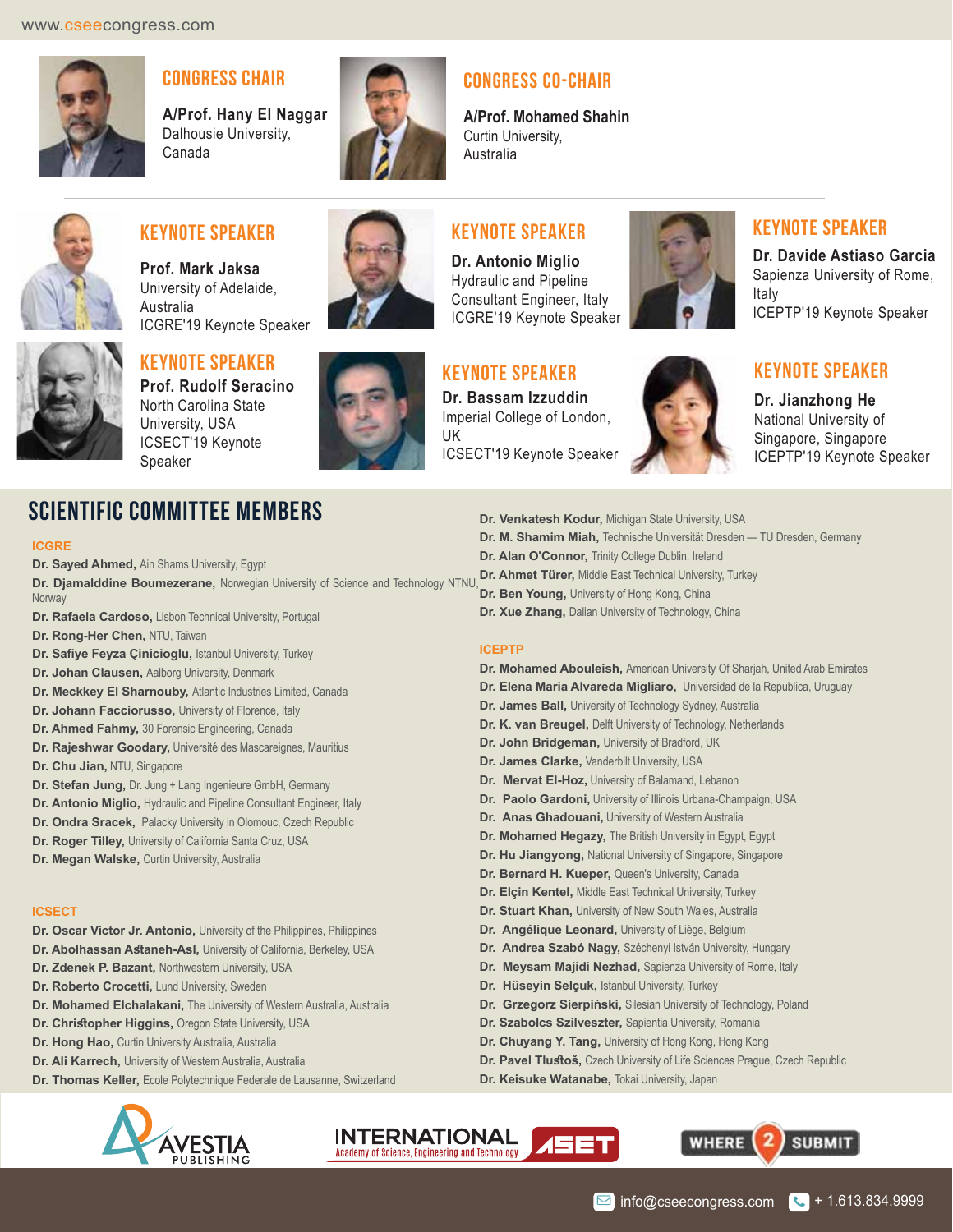## CONGRESS CHAIR

**A/Prof. Hany El Naggar**
Dalhousie University, Canada

## CONGRESS CO-CHAIR

**A/Prof. Mohamed Shahin**
Curtin University, Australia

## KEYNOTE SPEAKER

**Prof. Mark Jaksa**
University of Adelaide, Australia
ICGRE'19 Keynote Speaker

## KEYNOTE SPEAKER

**Dr. Antonio Miglio**
Hydraulic and Pipeline Consultant Engineer, Italy
ICGRE'19 Keynote Speaker

## KEYNOTE SPEAKER

**Dr. Davide Astiaso Garcia**
Sapienza University of Rome, Italy
ICEPTP'19 Keynote Speaker

## KEYNOTE SPEAKER

**Prof. Rudolf Seracino**
North Carolina State University, USA
ICSECT'19 Keynote Speaker

## KEYNOTE SPEAKER

**Dr. Bassam Izzuddin**
Imperial College of London, UK
ICSECT'19 Keynote Speaker

## KEYNOTE SPEAKER

**Dr. Jianzhong He**
National University of Singapore, Singapore
ICEPTP'19 Keynote Speaker

# SCIENTIFIC COMMITTEE MEMBERS

### ICGRE

- **Dr. Sayed Ahmed,** Ain Shams University, Egypt
- **Dr. Djamalddine Boumezerane,** Norwegian University of Science and Technology NTNU, Norway
- **Dr. Rafaela Cardoso,** Lisbon Technical University, Portugal
- **Dr. Rong-Her Chen,** NTU, Taiwan
- **Dr. Safiye Feyza Çinicioglu,** Istanbul University, Turkey
- **Dr. Johan Clausen,** Aalborg University, Denmark
- **Dr. Meckkey El Sharnouby,** Atlantic Industries Limited, Canada
- **Dr. Johann Facciorusso,** University of Florence, Italy
- **Dr. Ahmed Fahmy,** 30 Forensic Engineering, Canada
- **Dr. Rajeshwar Goodary,** Université des Mascareignes, Mauritius
- **Dr. Chu Jian,** NTU, Singapore
- **Dr. Stefan Jung,** Dr. Jung + Lang Ingenieure GmbH, Germany
- **Dr. Antonio Miglio,** Hydraulic and Pipeline Consultant Engineer, Italy
- **Dr. Ondra Sracek,** Palacky University in Olomouc, Czech Republic
- **Dr. Roger Tilley,** University of California Santa Cruz, USA
- **Dr. Megan Walske,** Curtin University, Australia
- **Dr. Venkatesh Kodur,** Michigan State University, USA
- **Dr. M. Shamim Miah,** Technische Universität Dresden — TU Dresden, Germany
- **Dr. Alan O'Connor,** Trinity College Dublin, Ireland
- **Dr. Ahmet Türer,** Middle East Technical University, Turkey
- **Dr. Ben Young,** University of Hong Kong, China
- **Dr. Xue Zhang,** Dalian University of Technology, China

### ICSECT

- **Dr. Oscar Victor Jr. Antonio,** University of the Philippines, Philippines
- **Dr. Abolhassan Astaneh-Asl,** University of California, Berkeley, USA
- **Dr. Zdenek P. Bazant,** Northwestern University, USA
- **Dr. Roberto Crocetti,** Lund University, Sweden
- **Dr. Mohamed Elchalakani,** The University of Western Australia, Australia
- **Dr. Christopher Higgins,** Oregon State University, USA
- **Dr. Hong Hao,** Curtin University Australia, Australia
- **Dr. Ali Karrech,** University of Western Australia, Australia
- **Dr. Thomas Keller,** Ecole Polytechnique Federale de Lausanne, Switzerland

### ICEPTP

- **Dr. Mohamed Abouleish,** American University Of Sharjah, United Arab Emirates
- **Dr. Elena Maria Alvareda Migliaro,** Universidad de la Republica, Uruguay
- **Dr. James Ball,** University of Technology Sydney, Australia
- **Dr. K. van Breugel,** Delft University of Technology, Netherlands
- **Dr. John Bridgeman,** University of Bradford, UK
- **Dr. James Clarke,** Vanderbilt University, USA
- **Dr. Mervat El-Hoz,** University of Balamand, Lebanon
- **Dr. Paolo Gardoni,** University of Illinois Urbana-Champaign, USA
- **Dr. Anas Ghadouani,** University of Western Australia
- **Dr. Mohamed Hegazy,** The British University in Egypt, Egypt
- **Dr. Hu Jiangyong,** National University of Singapore, Singapore
- **Dr. Bernard H. Kueper,** Queen's University, Canada
- **Dr. Elçin Kentel,** Middle East Technical University, Turkey
- **Dr. Stuart Khan,** University of New South Wales, Australia
- **Dr. Angélique Leonard,** University of Liège, Belgium
- **Dr. Andrea Szabó Nagy,** Széchenyi István University, Hungary
- **Dr. Meysam Majidi Nezhad,** Sapienza University of Rome, Italy
- **Dr. Hüseyin Selçuk,** Istanbul University, Turkey
- **Dr. Grzegorz Sierpiński,** Silesian University of Technology, Poland
- **Dr. Szabolcs Szilveszter,** Sapientia University, Romania
- **Dr. Chuyang Y. Tang,** University of Hong Kong, Hong Kong
- **Dr. Pavel Tlustoš,** Czech University of Life Sciences Prague, Czech Republic
- **Dr. Keisuke Watanabe,** Tokai University, Japan

AVESTIA PUBLISHING

INTERNATIONAL ASET
Academy of Science, Engineering and Technology

WHERE 2 SUBMIT

info@cseecongress.com
+ 1.613.834.9999